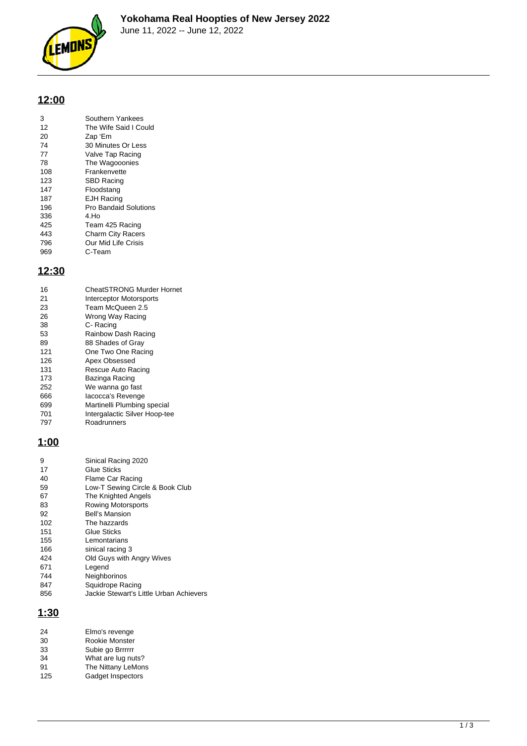# Yokohama Real Hoopties of New Jersey 2022

June 11, 2022 -- June 12, 2022

## 12:00

| | |
|---|---|
| 3 | Southern Yankees |
| 12 | The Wife Said I Could |
| 20 | Zap 'Em |
| 74 | 30 Minutes Or Less |
| 77 | Valve Tap Racing |
| 78 | The Wagooonies |
| 108 | Frankenvette |
| 123 | SBD Racing |
| 147 | Floodstang |
| 187 | EJH Racing |
| 196 | Pro Bandaid Solutions |
| 336 | 4.Ho |
| 425 | Team 425 Racing |
| 443 | Charm City Racers |
| 796 | Our Mid Life Crisis |
| 969 | C-Team |

## 12:30

| | |
|---|---|
| 16 | CheatSTRONG Murder Hornet |
| 21 | Interceptor Motorsports |
| 23 | Team McQueen 2.5 |
| 26 | Wrong Way Racing |
| 38 | C- Racing |
| 53 | Rainbow Dash Racing |
| 89 | 88 Shades of Gray |
| 121 | One Two One Racing |
| 126 | Apex Obsessed |
| 131 | Rescue Auto Racing |
| 173 | Bazinga Racing |
| 252 | We wanna go fast |
| 666 | Iacocca's Revenge |
| 699 | Martinelli Plumbing special |
| 701 | Intergalactic Silver Hoop-tee |
| 797 | Roadrunners |

## 1:00

| | |
|---|---|
| 9 | Sinical Racing 2020 |
| 17 | Glue Sticks |
| 40 | Flame Car Racing |
| 59 | Low-T Sewing Circle & Book Club |
| 67 | The Knighted Angels |
| 83 | Rowing Motorsports |
| 92 | Bell's Mansion |
| 102 | The hazzards |
| 151 | Glue Sticks |
| 155 | Lemontarians |
| 166 | sinical racing 3 |
| 424 | Old Guys with Angry Wives |
| 671 | Legend |
| 744 | Neighborinos |
| 847 | Squidrope Racing |
| 856 | Jackie Stewart's Little Urban Achievers |

## 1:30

| | |
|---|---|
| 24 | Elmo's revenge |
| 30 | Rookie Monster |
| 33 | Subie go Brrrrrr |
| 34 | What are lug nuts? |
| 91 | The Nittany LeMons |
| 125 | Gadget Inspectors |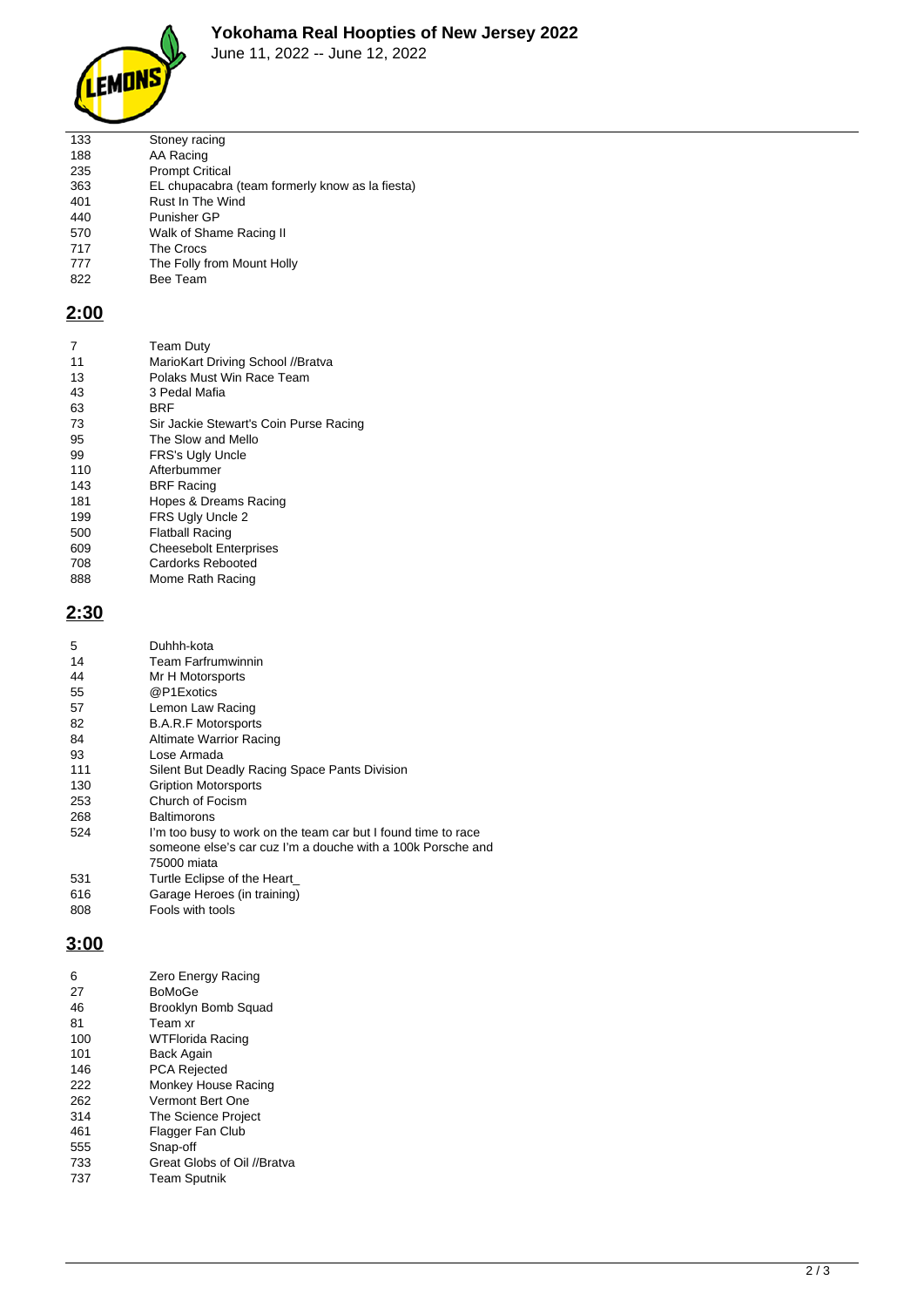# Yokohama Real Hoopties of New Jersey 2022

June 11, 2022 -- June 12, 2022

| | |
|---|---|
| 133 | Stoney racing |
| 188 | AA Racing |
| 235 | Prompt Critical |
| 363 | EL chupacabra (team formerly know as la fiesta) |
| 401 | Rust In The Wind |
| 440 | Punisher GP |
| 570 | Walk of Shame Racing II |
| 717 | The Crocs |
| 777 | The Folly from Mount Holly |
| 822 | Bee Team |

## 2:00

| | |
|---|---|
| 7 | Team Duty |
| 11 | MarioKart Driving School //Bratva |
| 13 | Polaks Must Win Race Team |
| 43 | 3 Pedal Mafia |
| 63 | BRF |
| 73 | Sir Jackie Stewart's Coin Purse Racing |
| 95 | The Slow and Mello |
| 99 | FRS's Ugly Uncle |
| 110 | Afterbummer |
| 143 | BRF Racing |
| 181 | Hopes & Dreams Racing |
| 199 | FRS Ugly Uncle 2 |
| 500 | Flatball Racing |
| 609 | Cheesebolt Enterprises |
| 708 | Cardorks Rebooted |
| 888 | Mome Rath Racing |

## 2:30

| | |
|---|---|
| 5 | Duhhh-kota |
| 14 | Team Farfrumwinnin |
| 44 | Mr H Motorsports |
| 55 | @P1Exotics |
| 57 | Lemon Law Racing |
| 82 | B.A.R.F Motorsports |
| 84 | Altimate Warrior Racing |
| 93 | Lose Armada |
| 111 | Silent But Deadly Racing Space Pants Division |
| 130 | Gription Motorsports |
| 253 | Church of Focism |
| 268 | Baltimorons |
| 524 | I'm too busy to work on the team car but I found time to race someone else's car cuz I'm a douche with a 100k Porsche and 75000 miata |
| 531 | Turtle Eclipse of the Heart_ |
| 616 | Garage Heroes (in training) |
| 808 | Fools with tools |

## 3:00

| | |
|---|---|
| 6 | Zero Energy Racing |
| 27 | BoMoGe |
| 46 | Brooklyn Bomb Squad |
| 81 | Team xr |
| 100 | WTFlorida Racing |
| 101 | Back Again |
| 146 | PCA Rejected |
| 222 | Monkey House Racing |
| 262 | Vermont Bert One |
| 314 | The Science Project |
| 461 | Flagger Fan Club |
| 555 | Snap-off |
| 733 | Great Globs of Oil //Bratva |
| 737 | Team Sputnik |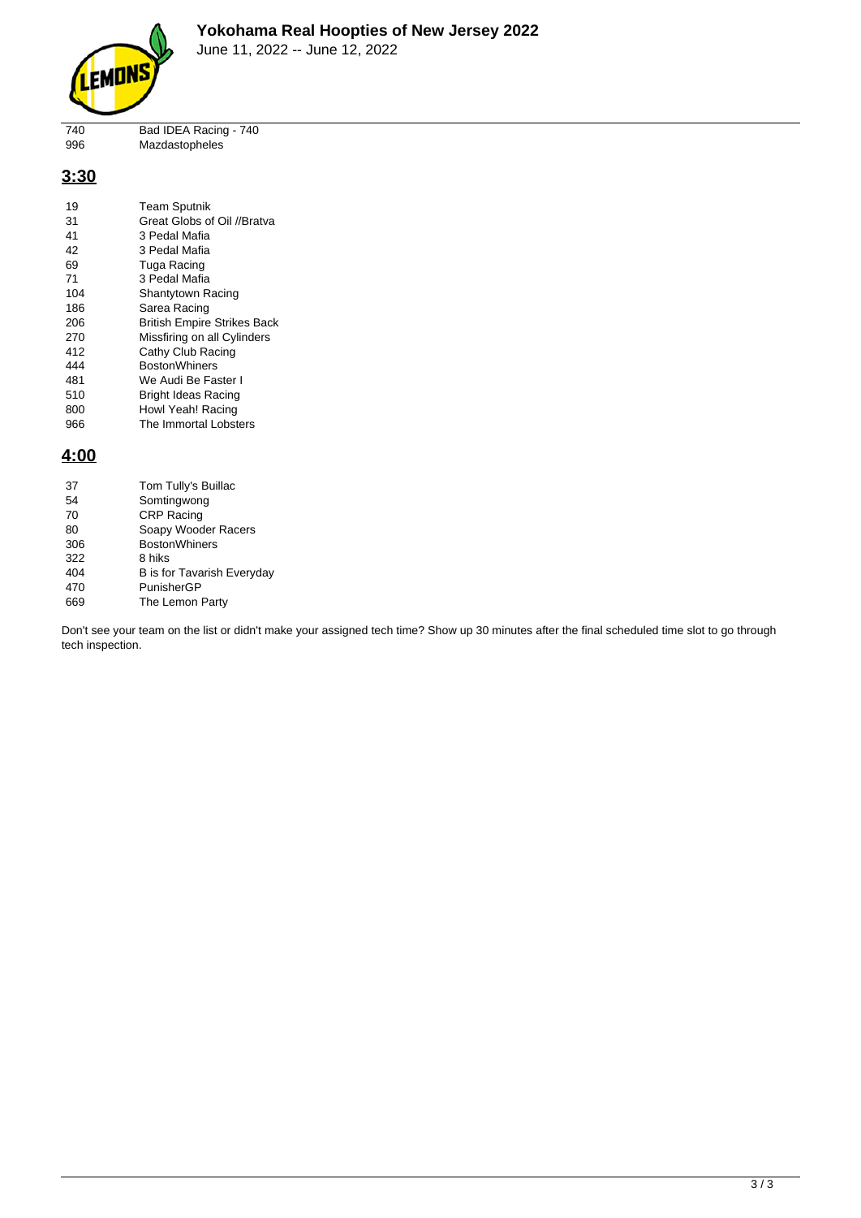| | |
|---|---|
| 740 | Bad IDEA Racing - 740 |
| 996 | Mazdastopheles |

## 3:30

| | |
|---|---|
| 19 | Team Sputnik |
| 31 | Great Globs of Oil //Bratva |
| 41 | 3 Pedal Mafia |
| 42 | 3 Pedal Mafia |
| 69 | Tuga Racing |
| 71 | 3 Pedal Mafia |
| 104 | Shantytown Racing |
| 186 | Sarea Racing |
| 206 | British Empire Strikes Back |
| 270 | Missfiring on all Cylinders |
| 412 | Cathy Club Racing |
| 444 | BostonWhiners |
| 481 | We Audi Be Faster I |
| 510 | Bright Ideas Racing |
| 800 | Howl Yeah! Racing |
| 966 | The Immortal Lobsters |

## 4:00

| | |
|---|---|
| 37 | Tom Tully's Buillac |
| 54 | Somtingwong |
| 70 | CRP Racing |
| 80 | Soapy Wooder Racers |
| 306 | BostonWhiners |
| 322 | 8 hiks |
| 404 | B is for Tavarish Everyday |
| 470 | PunisherGP |
| 669 | The Lemon Party |

Don't see your team on the list or didn't make your assigned tech time? Show up 30 minutes after the final scheduled time slot to go through tech inspection.